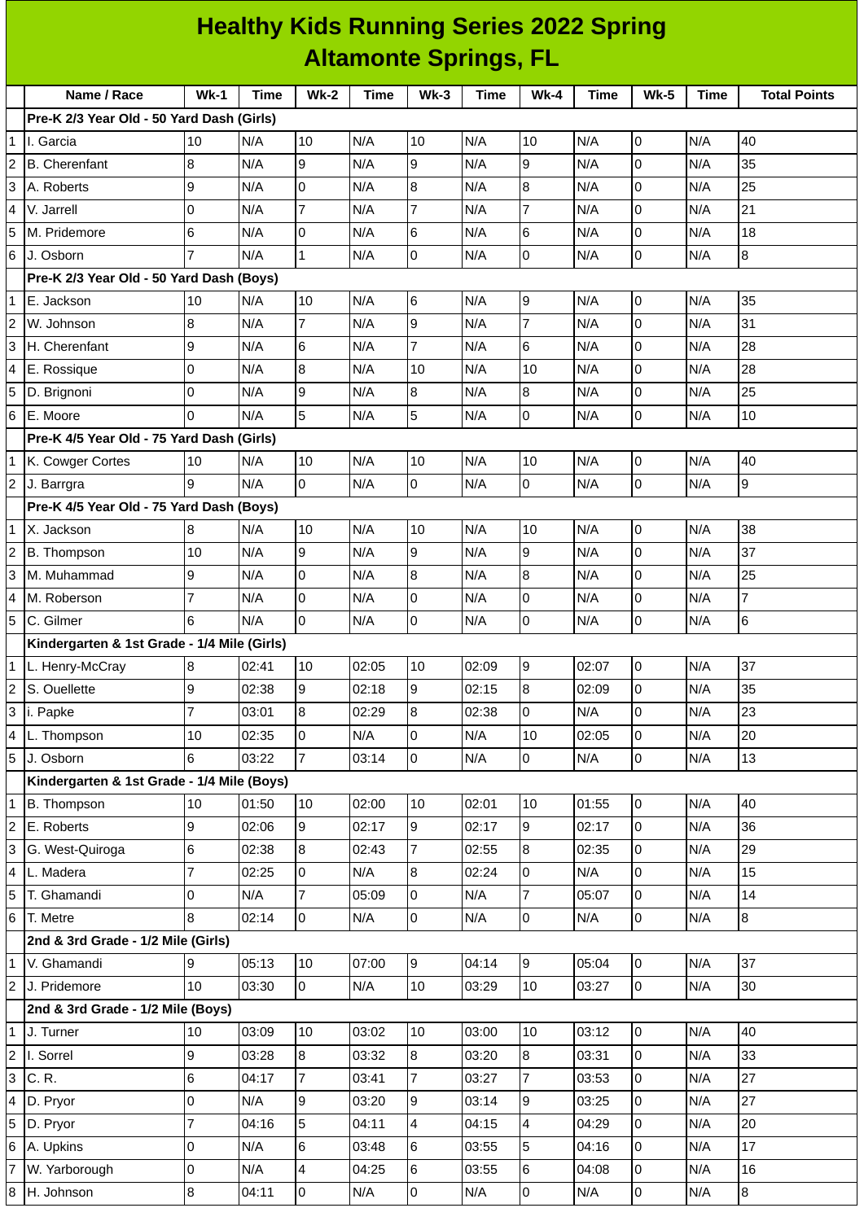# Healthy Kids Running Series 2022 Spring
## Altamonte Springs, FL

| | Name / Race | Wk-1 | Time | Wk-2 | Time | Wk-3 | Time | Wk-4 | Time | Wk-5 | Time | Total Points |
|---|---|---|---|---|---|---|---|---|---|---|---|---|
| | **Pre-K 2/3 Year Old - 50 Yard Dash (Girls)** | | | | | | | | | | | |
| 1 | I. Garcia | 10 | N/A | 10 | N/A | 10 | N/A | 10 | N/A | 0 | N/A | 40 |
| 2 | B. Cherenfant | 8 | N/A | 9 | N/A | 9 | N/A | 9 | N/A | 0 | N/A | 35 |
| 3 | A. Roberts | 9 | N/A | 0 | N/A | 8 | N/A | 8 | N/A | 0 | N/A | 25 |
| 4 | V. Jarrell | 0 | N/A | 7 | N/A | 7 | N/A | 7 | N/A | 0 | N/A | 21 |
| 5 | M. Pridemore | 6 | N/A | 0 | N/A | 6 | N/A | 6 | N/A | 0 | N/A | 18 |
| 6 | J. Osborn | 7 | N/A | 1 | N/A | 0 | N/A | 0 | N/A | 0 | N/A | 8 |
| | **Pre-K 2/3 Year Old - 50 Yard Dash (Boys)** | | | | | | | | | | | |
| 1 | E. Jackson | 10 | N/A | 10 | N/A | 6 | N/A | 9 | N/A | 0 | N/A | 35 |
| 2 | W. Johnson | 8 | N/A | 7 | N/A | 9 | N/A | 7 | N/A | 0 | N/A | 31 |
| 3 | H. Cherenfant | 9 | N/A | 6 | N/A | 7 | N/A | 6 | N/A | 0 | N/A | 28 |
| 4 | E. Rossique | 0 | N/A | 8 | N/A | 10 | N/A | 10 | N/A | 0 | N/A | 28 |
| 5 | D. Brignoni | 0 | N/A | 9 | N/A | 8 | N/A | 8 | N/A | 0 | N/A | 25 |
| 6 | E. Moore | 0 | N/A | 5 | N/A | 5 | N/A | 0 | N/A | 0 | N/A | 10 |
| | **Pre-K 4/5 Year Old - 75 Yard Dash (Girls)** | | | | | | | | | | | |
| 1 | K. Cowger Cortes | 10 | N/A | 10 | N/A | 10 | N/A | 10 | N/A | 0 | N/A | 40 |
| 2 | J. Barrgra | 9 | N/A | 0 | N/A | 0 | N/A | 0 | N/A | 0 | N/A | 9 |
| | **Pre-K 4/5 Year Old - 75 Yard Dash (Boys)** | | | | | | | | | | | |
| 1 | X. Jackson | 8 | N/A | 10 | N/A | 10 | N/A | 10 | N/A | 0 | N/A | 38 |
| 2 | B. Thompson | 10 | N/A | 9 | N/A | 9 | N/A | 9 | N/A | 0 | N/A | 37 |
| 3 | M. Muhammad | 9 | N/A | 0 | N/A | 8 | N/A | 8 | N/A | 0 | N/A | 25 |
| 4 | M. Roberson | 7 | N/A | 0 | N/A | 0 | N/A | 0 | N/A | 0 | N/A | 7 |
| 5 | C. Gilmer | 6 | N/A | 0 | N/A | 0 | N/A | 0 | N/A | 0 | N/A | 6 |
| | **Kindergarten & 1st Grade - 1/4 Mile (Girls)** | | | | | | | | | | | |
| 1 | L. Henry-McCray | 8 | 02:41 | 10 | 02:05 | 10 | 02:09 | 9 | 02:07 | 0 | N/A | 37 |
| 2 | S. Ouellette | 9 | 02:38 | 9 | 02:18 | 9 | 02:15 | 8 | 02:09 | 0 | N/A | 35 |
| 3 | i. Papke | 7 | 03:01 | 8 | 02:29 | 8 | 02:38 | 0 | N/A | 0 | N/A | 23 |
| 4 | L. Thompson | 10 | 02:35 | 0 | N/A | 0 | N/A | 10 | 02:05 | 0 | N/A | 20 |
| 5 | J. Osborn | 6 | 03:22 | 7 | 03:14 | 0 | N/A | 0 | N/A | 0 | N/A | 13 |
| | **Kindergarten & 1st Grade - 1/4 Mile (Boys)** | | | | | | | | | | | |
| 1 | B. Thompson | 10 | 01:50 | 10 | 02:00 | 10 | 02:01 | 10 | 01:55 | 0 | N/A | 40 |
| 2 | E. Roberts | 9 | 02:06 | 9 | 02:17 | 9 | 02:17 | 9 | 02:17 | 0 | N/A | 36 |
| 3 | G. West-Quiroga | 6 | 02:38 | 8 | 02:43 | 7 | 02:55 | 8 | 02:35 | 0 | N/A | 29 |
| 4 | L. Madera | 7 | 02:25 | 0 | N/A | 8 | 02:24 | 0 | N/A | 0 | N/A | 15 |
| 5 | T. Ghamandi | 0 | N/A | 7 | 05:09 | 0 | N/A | 7 | 05:07 | 0 | N/A | 14 |
| 6 | T. Metre | 8 | 02:14 | 0 | N/A | 0 | N/A | 0 | N/A | 0 | N/A | 8 |
| | **2nd & 3rd Grade - 1/2 Mile (Girls)** | | | | | | | | | | | |
| 1 | V. Ghamandi | 9 | 05:13 | 10 | 07:00 | 9 | 04:14 | 9 | 05:04 | 0 | N/A | 37 |
| 2 | J. Pridemore | 10 | 03:30 | 0 | N/A | 10 | 03:29 | 10 | 03:27 | 0 | N/A | 30 |
| | **2nd & 3rd Grade - 1/2 Mile (Boys)** | | | | | | | | | | | |
| 1 | J. Turner | 10 | 03:09 | 10 | 03:02 | 10 | 03:00 | 10 | 03:12 | 0 | N/A | 40 |
| 2 | I. Sorrel | 9 | 03:28 | 8 | 03:32 | 8 | 03:20 | 8 | 03:31 | 0 | N/A | 33 |
| 3 | C. R. | 6 | 04:17 | 7 | 03:41 | 7 | 03:27 | 7 | 03:53 | 0 | N/A | 27 |
| 4 | D. Pryor | 0 | N/A | 9 | 03:20 | 9 | 03:14 | 9 | 03:25 | 0 | N/A | 27 |
| 5 | D. Pryor | 7 | 04:16 | 5 | 04:11 | 4 | 04:15 | 4 | 04:29 | 0 | N/A | 20 |
| 6 | A. Upkins | 0 | N/A | 6 | 03:48 | 6 | 03:55 | 5 | 04:16 | 0 | N/A | 17 |
| 7 | W. Yarborough | 0 | N/A | 4 | 04:25 | 6 | 03:55 | 6 | 04:08 | 0 | N/A | 16 |
| 8 | H. Johnson | 8 | 04:11 | 0 | N/A | 0 | N/A | 0 | N/A | 0 | N/A | 8 |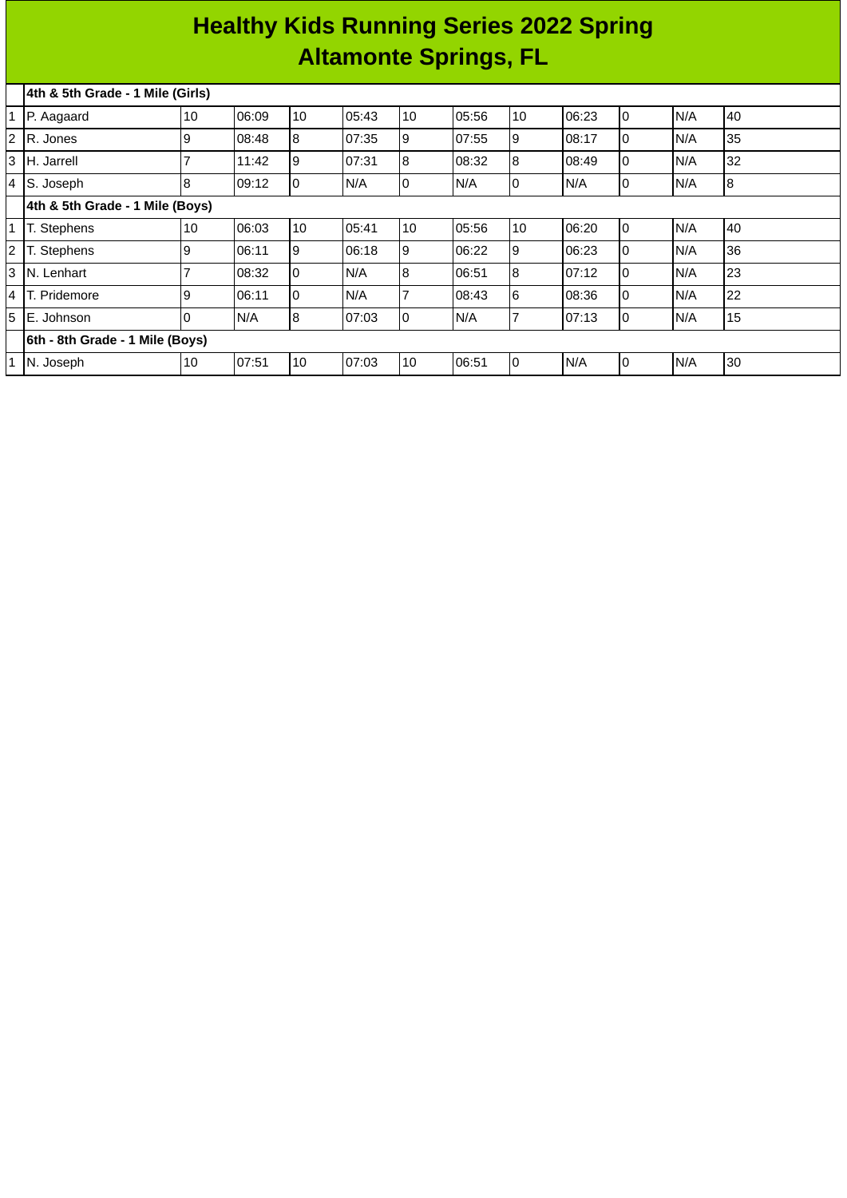# Healthy Kids Running Series 2022 Spring
## Altamonte Springs, FL

| | | | | | | | | | | | | |
|---|---|---|---|---|---|---|---|---|---|---|---|---|
| | **4th & 5th Grade - 1 Mile (Girls)** | | | | | | | | | | | |
| 1 | P. Aagaard | 10 | 06:09 | 10 | 05:43 | 10 | 05:56 | 10 | 06:23 | 0 | N/A | 40 |
| 2 | R. Jones | 9 | 08:48 | 8 | 07:35 | 9 | 07:55 | 9 | 08:17 | 0 | N/A | 35 |
| 3 | H. Jarrell | 7 | 11:42 | 9 | 07:31 | 8 | 08:32 | 8 | 08:49 | 0 | N/A | 32 |
| 4 | S. Joseph | 8 | 09:12 | 0 | N/A | 0 | N/A | 0 | N/A | 0 | N/A | 8 |
| | **4th & 5th Grade - 1 Mile (Boys)** | | | | | | | | | | | |
| 1 | T. Stephens | 10 | 06:03 | 10 | 05:41 | 10 | 05:56 | 10 | 06:20 | 0 | N/A | 40 |
| 2 | T. Stephens | 9 | 06:11 | 9 | 06:18 | 9 | 06:22 | 9 | 06:23 | 0 | N/A | 36 |
| 3 | N. Lenhart | 7 | 08:32 | 0 | N/A | 8 | 06:51 | 8 | 07:12 | 0 | N/A | 23 |
| 4 | T. Pridemore | 9 | 06:11 | 0 | N/A | 7 | 08:43 | 6 | 08:36 | 0 | N/A | 22 |
| 5 | E. Johnson | 0 | N/A | 8 | 07:03 | 0 | N/A | 7 | 07:13 | 0 | N/A | 15 |
| | **6th - 8th Grade - 1 Mile (Boys)** | | | | | | | | | | | |
| 1 | N. Joseph | 10 | 07:51 | 10 | 07:03 | 10 | 06:51 | 0 | N/A | 0 | N/A | 30 |